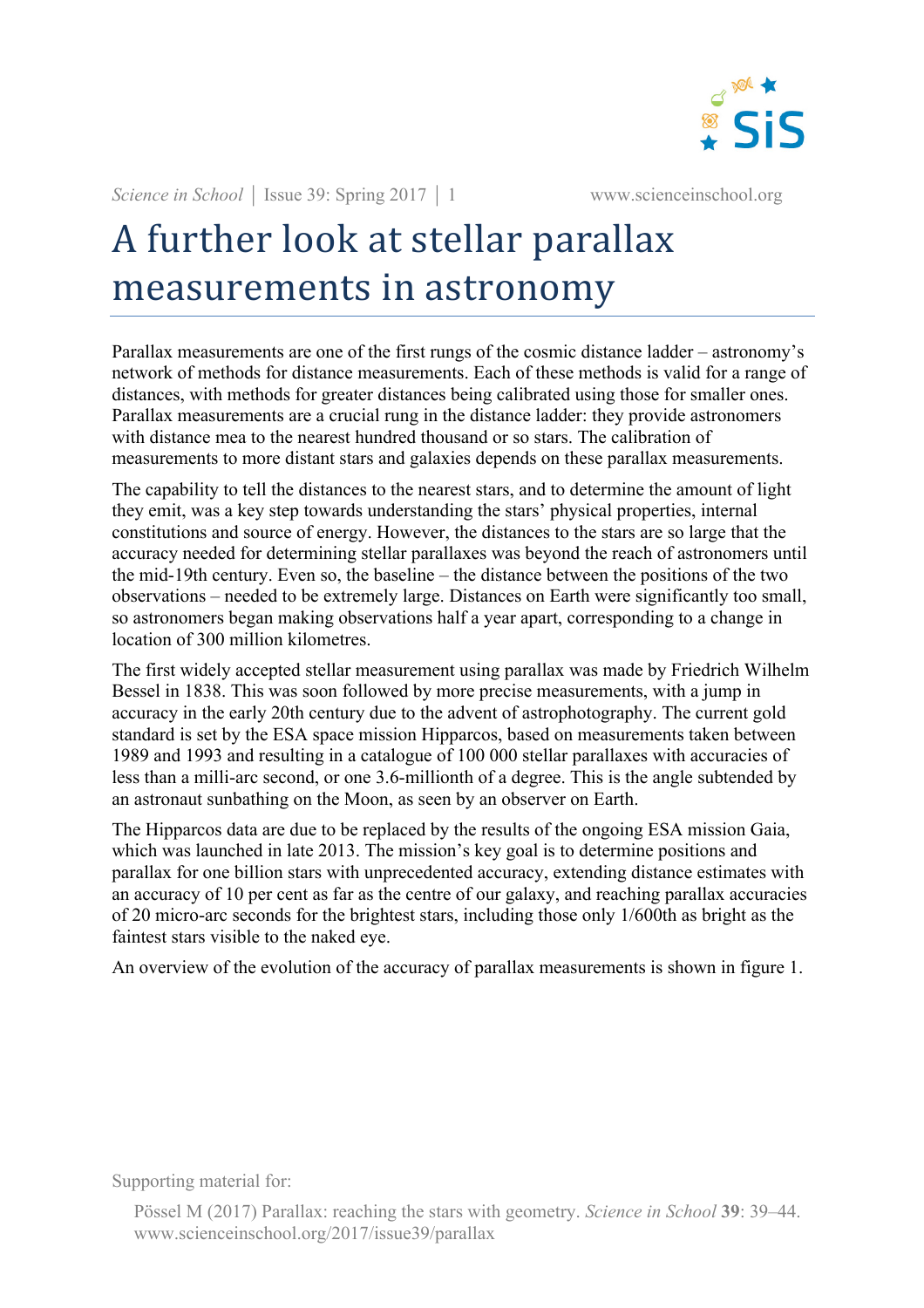# A further look at stellar parallax measurements in astronomy

Parallax measurements are one of the first rungs of the cosmic distance ladder – astronomy's network of methods for distance measurements. Each of these methods is valid for a range of distances, with methods for greater distances being calibrated using those for smaller ones. Parallax measurements are a crucial rung in the distance ladder: they provide astronomers with distance mea to the nearest hundred thousand or so stars. The calibration of measurements to more distant stars and galaxies depends on these parallax measurements.

The capability to tell the distances to the nearest stars, and to determine the amount of light they emit, was a key step towards understanding the stars' physical properties, internal constitutions and source of energy. However, the distances to the stars are so large that the accuracy needed for determining stellar parallaxes was beyond the reach of astronomers until the mid-19th century. Even so, the baseline – the distance between the positions of the two observations – needed to be extremely large. Distances on Earth were significantly too small, so astronomers began making observations half a year apart, corresponding to a change in location of 300 million kilometres.

The first widely accepted stellar measurement using parallax was made by Friedrich Wilhelm Bessel in 1838. This was soon followed by more precise measurements, with a jump in accuracy in the early 20th century due to the advent of astrophotography. The current gold standard is set by the ESA space mission Hipparcos, based on measurements taken between 1989 and 1993 and resulting in a catalogue of 100 000 stellar parallaxes with accuracies of less than a milli-arc second, or one 3.6-millionth of a degree. This is the angle subtended by an astronaut sunbathing on the Moon, as seen by an observer on Earth.

The Hipparcos data are due to be replaced by the results of the ongoing ESA mission Gaia, which was launched in late 2013. The mission's key goal is to determine positions and parallax for one billion stars with unprecedented accuracy, extending distance estimates with an accuracy of 10 per cent as far as the centre of our galaxy, and reaching parallax accuracies of 20 micro-arc seconds for the brightest stars, including those only 1/600th as bright as the faintest stars visible to the naked eye.

An overview of the evolution of the accuracy of parallax measurements is shown in figure 1.

Supporting material for:

Pössel M (2017) Parallax: reaching the stars with geometry. *Science in School* **39**: 39–44. www.scienceinschool.org/2017/issue39/parallax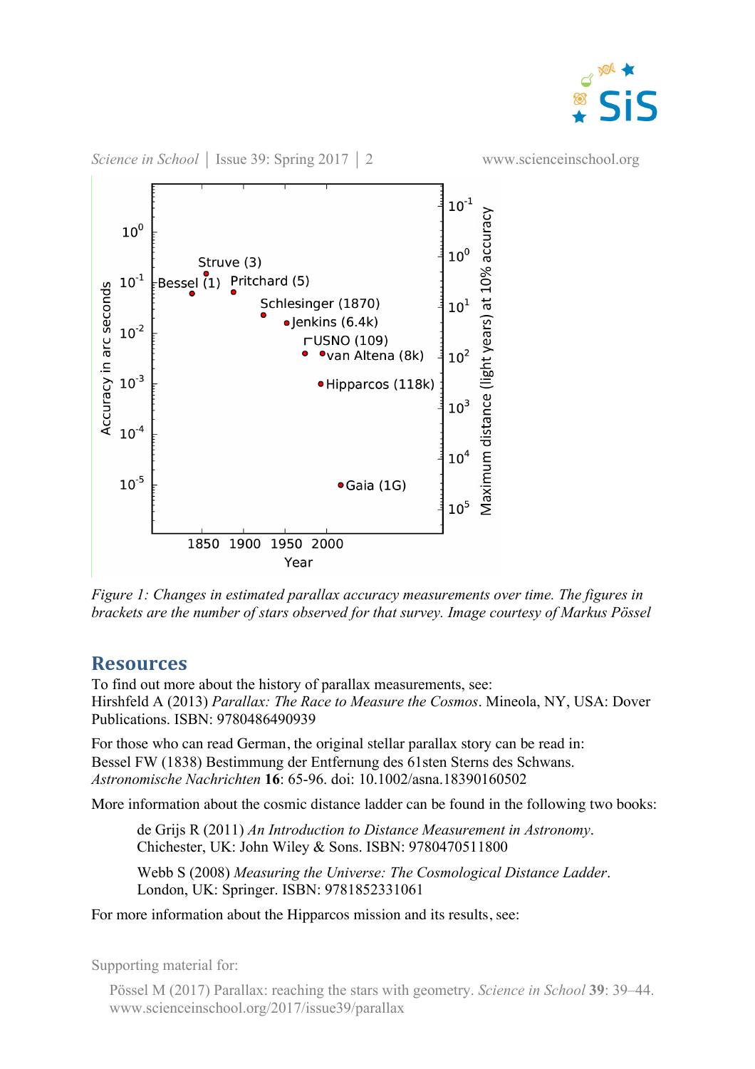Figure 1: Changes in estimated parallax accuracy measurements over time. The figures in brackets are the number of stars observed for that survey. Image courtesy of Markus Pössel

## Resources

To find out more about the history of parallax measurements, see:
Hirshfeld A (2013) *Parallax: The Race to Measure the Cosmos*. Mineola, NY, USA: Dover Publications. ISBN: 9780486490939

For those who can read German, the original stellar parallax story can be read in:
Bessel FW (1838) Bestimmung der Entfernung des 61sten Sterns des Schwans. *Astronomische Nachrichten* **16**: 65-96. doi: 10.1002/asna.18390160502

More information about the cosmic distance ladder can be found in the following two books:

> de Grijs R (2011) *An Introduction to Distance Measurement in Astronomy*. Chichester, UK: John Wiley & Sons. ISBN: 9780470511800
>
> Webb S (2008) *Measuring the Universe: The Cosmological Distance Ladder*. London, UK: Springer. ISBN: 9781852331061

For more information about the Hipparcos mission and its results, see:

Supporting material for:

Pössel M (2017) Parallax: reaching the stars with geometry. *Science in School* **39**: 39–44. www.scienceinschool.org/2017/issue39/parallax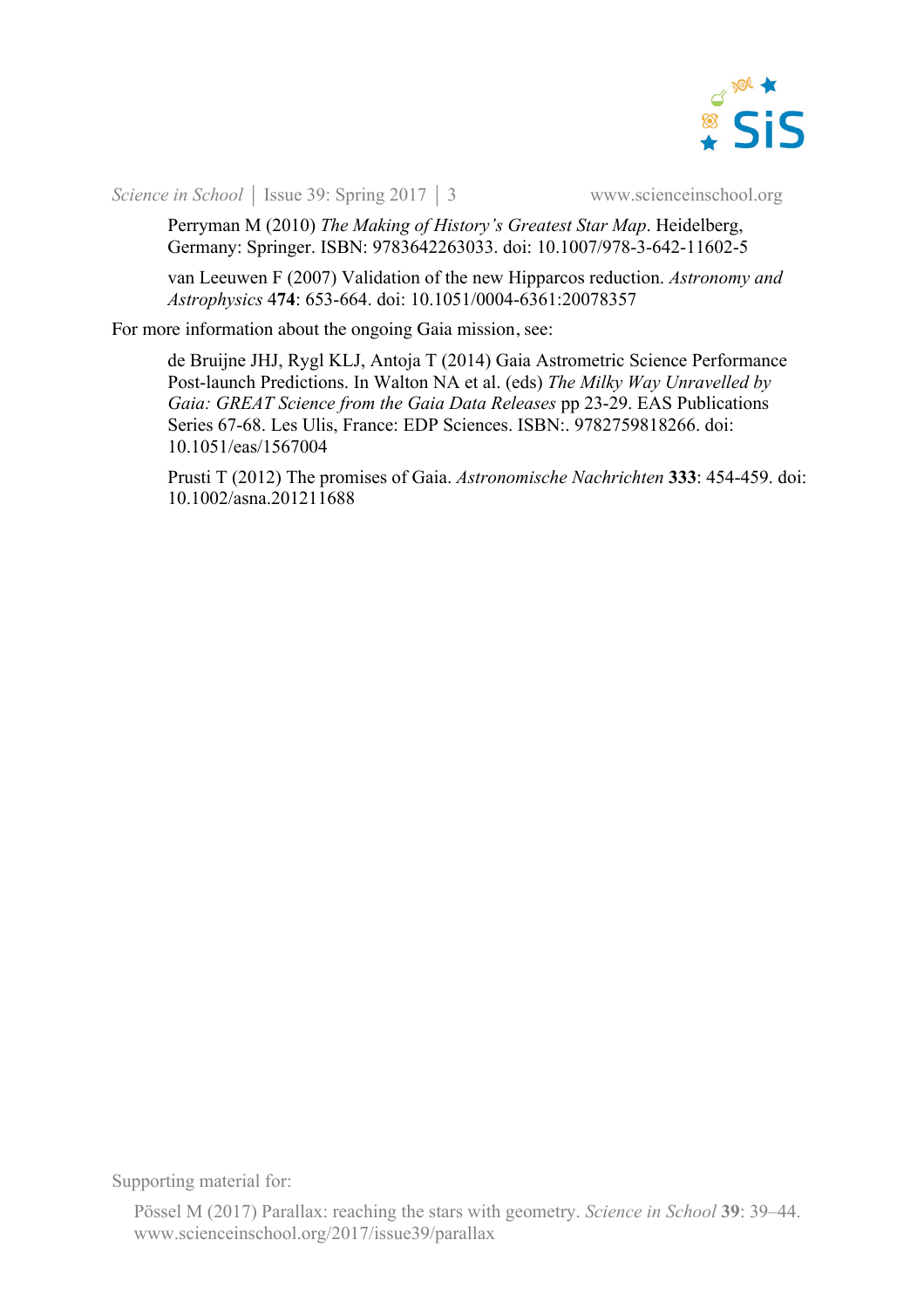Perryman M (2010) *The Making of History's Greatest Star Map*. Heidelberg, Germany: Springer. ISBN: 9783642263033. doi: 10.1007/978-3-642-11602-5

van Leeuwen F (2007) Validation of the new Hipparcos reduction. *Astronomy and Astrophysics* 4**74**: 653-664. doi: 10.1051/0004-6361:20078357

For more information about the ongoing Gaia mission, see:

de Bruijne JHJ, Rygl KLJ, Antoja T (2014) Gaia Astrometric Science Performance Post-launch Predictions. In Walton NA et al. (eds) *The Milky Way Unravelled by Gaia: GREAT Science from the Gaia Data Releases* pp 23-29. EAS Publications Series 67-68. Les Ulis, France: EDP Sciences. ISBN:. 9782759818266. doi: 10.1051/eas/1567004

Prusti T (2012) The promises of Gaia. *Astronomische Nachrichten* **333**: 454-459. doi: 10.1002/asna.201211688

Supporting material for:

Pössel M (2017) Parallax: reaching the stars with geometry. *Science in School* **39**: 39–44. www.scienceinschool.org/2017/issue39/parallax